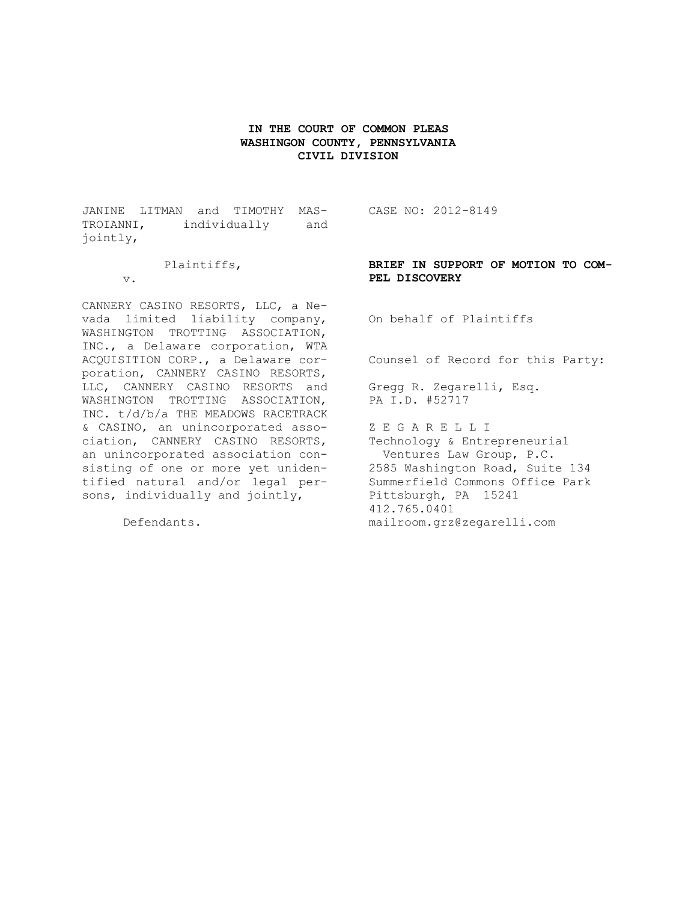**IN THE COURT OF COMMON PLEAS**
**WASHINGON COUNTY, PENNSYLVANIA**
**CIVIL DIVISION**

JANINE LITMAN and TIMOTHY MASTROIANNI, individually and jointly,

Plaintiffs,

v.

CANNERY CASINO RESORTS, LLC, a Nevada limited liability company, WASHINGTON TROTTING ASSOCIATION, INC., a Delaware corporation, WTA ACQUISITION CORP., a Delaware corporation, CANNERY CASINO RESORTS, LLC, CANNERY CASINO RESORTS and WASHINGTON TROTTING ASSOCIATION, INC. t/d/b/a THE MEADOWS RACETRACK & CASINO, an unincorporated association, CANNERY CASINO RESORTS, an unincorporated association consisting of one or more yet unidentified natural and/or legal persons, individually and jointly,

Defendants.

CASE NO: 2012-8149

**BRIEF IN SUPPORT OF MOTION TO COMPEL DISCOVERY**

On behalf of Plaintiffs

Counsel of Record for this Party:

Gregg R. Zegarelli, Esq.
PA I.D. #52717

Z E G A R E L L I
Technology & Entrepreneurial
Ventures Law Group, P.C.
2585 Washington Road, Suite 134
Summerfield Commons Office Park
Pittsburgh, PA 15241
412.765.0401
mailroom.grz@zegarelli.com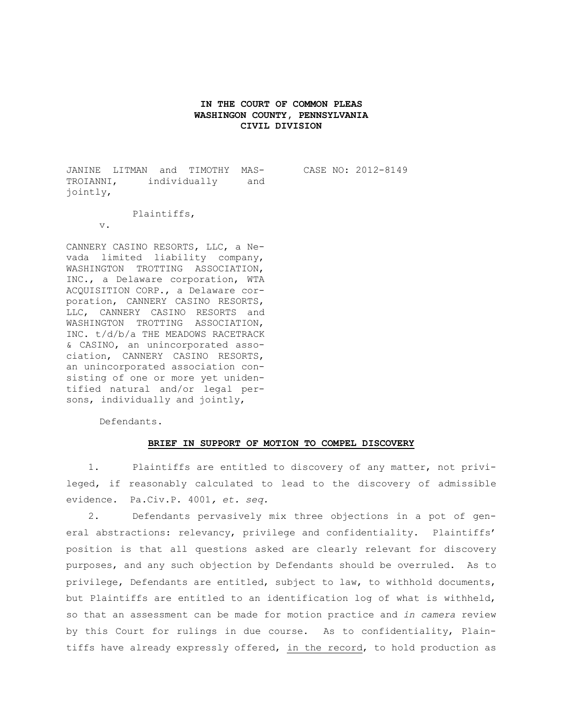**IN THE COURT OF COMMON PLEAS**
**WASHINGON COUNTY, PENNSYLVANIA**
**CIVIL DIVISION**

JANINE LITMAN and TIMOTHY MASTROIANNI, individually and jointly,

Plaintiffs,

v.

CASE NO: 2012-8149

CANNERY CASINO RESORTS, LLC, a Nevada limited liability company, WASHINGTON TROTTING ASSOCIATION, INC., a Delaware corporation, WTA ACQUISITION CORP., a Delaware corporation, CANNERY CASINO RESORTS, LLC, CANNERY CASINO RESORTS and WASHINGTON TROTTING ASSOCIATION, INC. t/d/b/a THE MEADOWS RACETRACK & CASINO, an unincorporated association, CANNERY CASINO RESORTS, an unincorporated association consisting of one or more yet unidentified natural and/or legal persons, individually and jointly,

Defendants.

**BRIEF IN SUPPORT OF MOTION TO COMPEL DISCOVERY**

1. Plaintiffs are entitled to discovery of any matter, not privileged, if reasonably calculated to lead to the discovery of admissible evidence. Pa.Civ.P. 4001*, et. seq.*

2. Defendants pervasively mix three objections in a pot of general abstractions: relevancy, privilege and confidentiality. Plaintiffs' position is that all questions asked are clearly relevant for discovery purposes, and any such objection by Defendants should be overruled. As to privilege, Defendants are entitled, subject to law, to withhold documents, but Plaintiffs are entitled to an identification log of what is withheld, so that an assessment can be made for motion practice and *in camera* review by this Court for rulings in due course. As to confidentiality, Plaintiffs have already expressly offered, in the record, to hold production as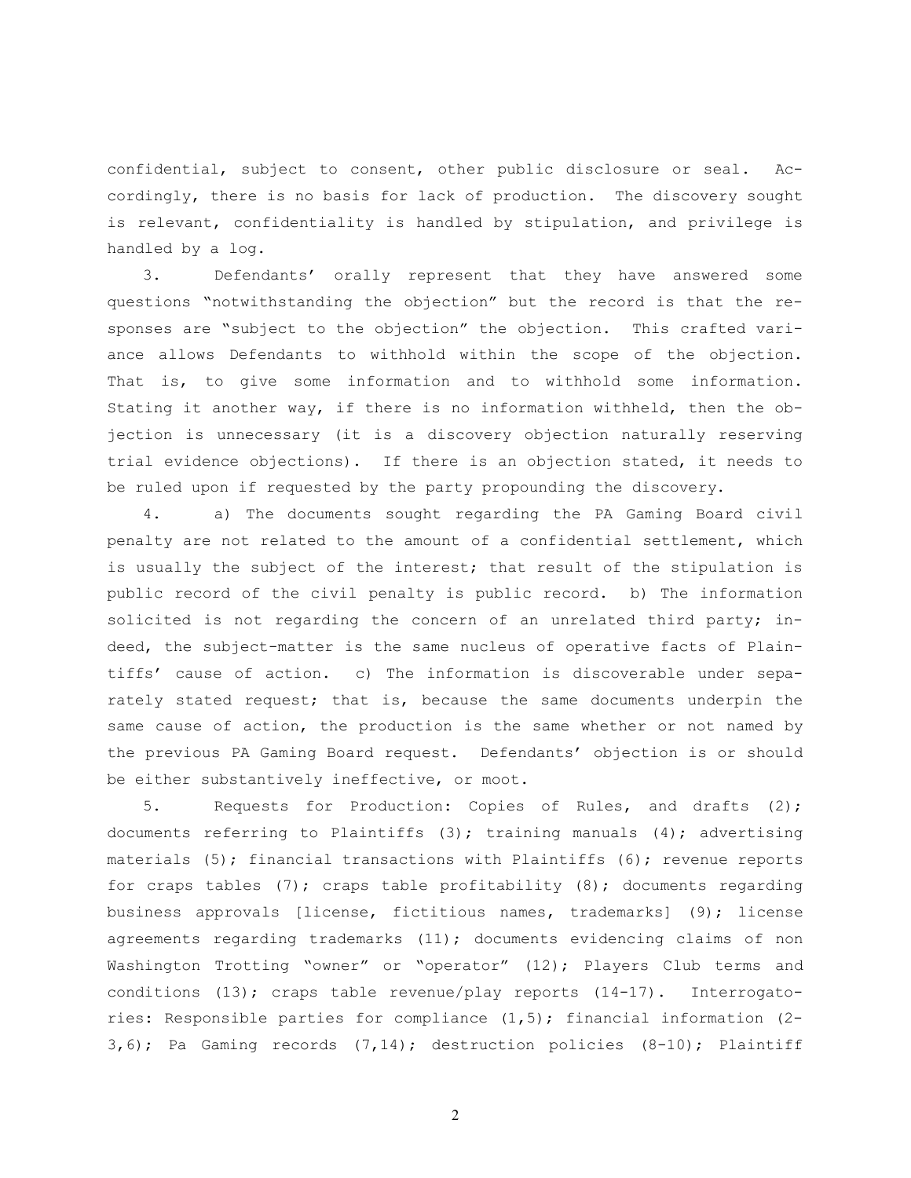confidential, subject to consent, other public disclosure or seal. Accordingly, there is no basis for lack of production. The discovery sought is relevant, confidentiality is handled by stipulation, and privilege is handled by a log.

3. Defendants' orally represent that they have answered some questions "notwithstanding the objection" but the record is that the responses are "subject to the objection" the objection. This crafted variance allows Defendants to withhold within the scope of the objection. That is, to give some information and to withhold some information. Stating it another way, if there is no information withheld, then the objection is unnecessary (it is a discovery objection naturally reserving trial evidence objections). If there is an objection stated, it needs to be ruled upon if requested by the party propounding the discovery.

4. a) The documents sought regarding the PA Gaming Board civil penalty are not related to the amount of a confidential settlement, which is usually the subject of the interest; that result of the stipulation is public record of the civil penalty is public record. b) The information solicited is not regarding the concern of an unrelated third party; indeed, the subject-matter is the same nucleus of operative facts of Plaintiffs' cause of action. c) The information is discoverable under separately stated request; that is, because the same documents underpin the same cause of action, the production is the same whether or not named by the previous PA Gaming Board request. Defendants' objection is or should be either substantively ineffective, or moot.

5. Requests for Production: Copies of Rules, and drafts (2); documents referring to Plaintiffs (3); training manuals (4); advertising materials (5); financial transactions with Plaintiffs (6); revenue reports for craps tables (7); craps table profitability (8); documents regarding business approvals [license, fictitious names, trademarks] (9); license agreements regarding trademarks (11); documents evidencing claims of non Washington Trotting "owner" or "operator" (12); Players Club terms and conditions (13); craps table revenue/play reports (14-17). Interrogatories: Responsible parties for compliance (1,5); financial information (2-3,6); Pa Gaming records (7,14); destruction policies (8-10); Plaintiff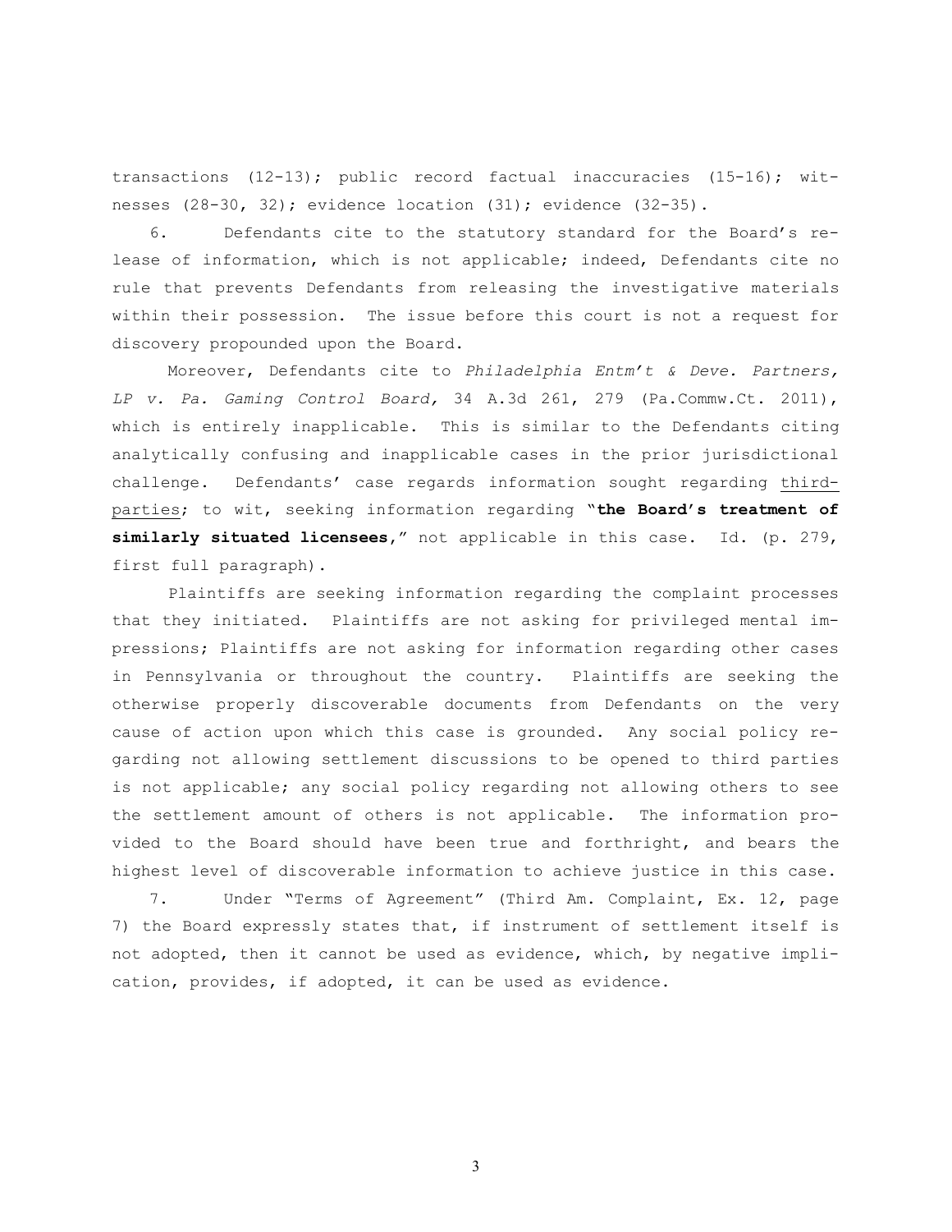transactions (12-13); public record factual inaccuracies (15-16); witnesses (28-30, 32); evidence location (31); evidence (32-35).

6. Defendants cite to the statutory standard for the Board's release of information, which is not applicable; indeed, Defendants cite no rule that prevents Defendants from releasing the investigative materials within their possession. The issue before this court is not a request for discovery propounded upon the Board.

Moreover, Defendants cite to *Philadelphia Entm't & Deve. Partners, LP v. Pa. Gaming Control Board,* 34 A.3d 261, 279 (Pa.Commw.Ct. 2011), which is entirely inapplicable. This is similar to the Defendants citing analytically confusing and inapplicable cases in the prior jurisdictional challenge. Defendants' case regards information sought regarding <u>third-parties</u>; to wit, seeking information regarding "**the Board's treatment of similarly situated licensees**," not applicable in this case. Id. (p. 279, first full paragraph).

Plaintiffs are seeking information regarding the complaint processes that they initiated. Plaintiffs are not asking for privileged mental impressions; Plaintiffs are not asking for information regarding other cases in Pennsylvania or throughout the country. Plaintiffs are seeking the otherwise properly discoverable documents from Defendants on the very cause of action upon which this case is grounded. Any social policy regarding not allowing settlement discussions to be opened to third parties is not applicable; any social policy regarding not allowing others to see the settlement amount of others is not applicable. The information provided to the Board should have been true and forthright, and bears the highest level of discoverable information to achieve justice in this case.

7. Under "Terms of Agreement" (Third Am. Complaint, Ex. 12, page 7) the Board expressly states that, if instrument of settlement itself is not adopted, then it cannot be used as evidence, which, by negative implication, provides, if adopted, it can be used as evidence.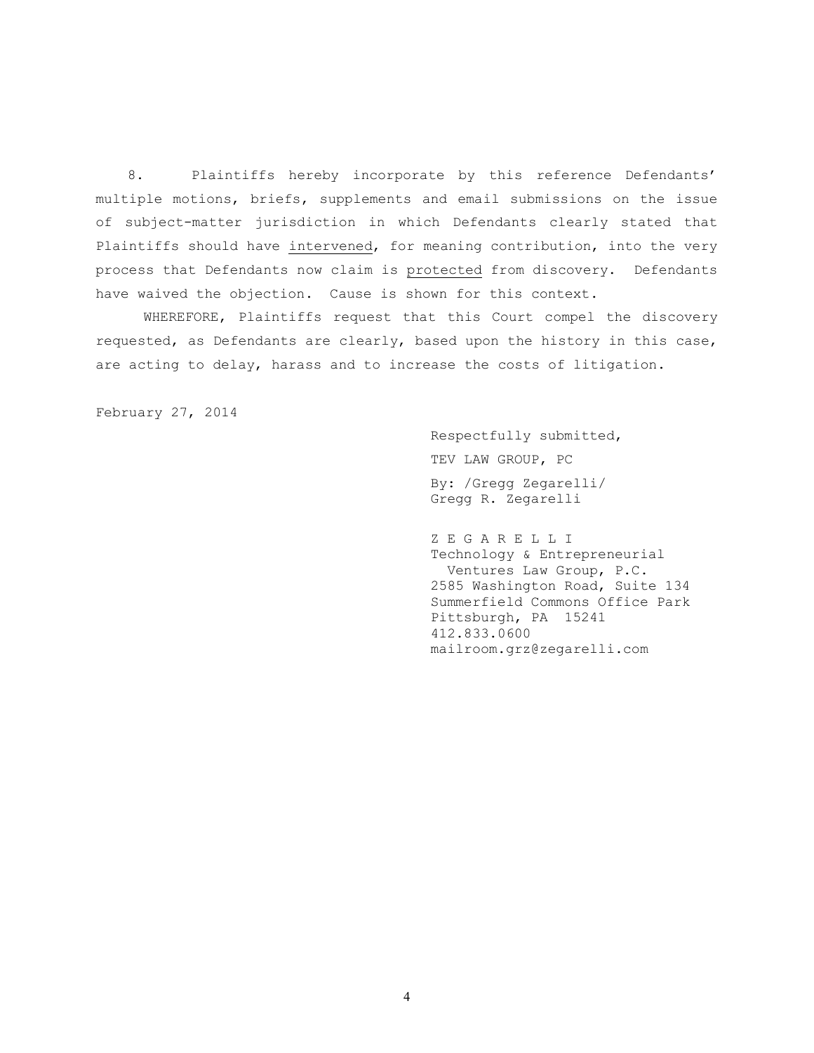8. Plaintiffs hereby incorporate by this reference Defendants' multiple motions, briefs, supplements and email submissions on the issue of subject-matter jurisdiction in which Defendants clearly stated that Plaintiffs should have <u>intervened</u>, for meaning contribution, into the very process that Defendants now claim is <u>protected</u> from discovery. Defendants have waived the objection. Cause is shown for this context.

WHEREFORE, Plaintiffs request that this Court compel the discovery requested, as Defendants are clearly, based upon the history in this case, are acting to delay, harass and to increase the costs of litigation.

February 27, 2014

Respectfully submitted,

TEV LAW GROUP, PC

By: /Gregg Zegarelli/
Gregg R. Zegarelli

Z E G A R E L L I
Technology & Entrepreneurial
Ventures Law Group, P.C.
2585 Washington Road, Suite 134
Summerfield Commons Office Park
Pittsburgh, PA 15241
412.833.0600
mailroom.grz@zegarelli.com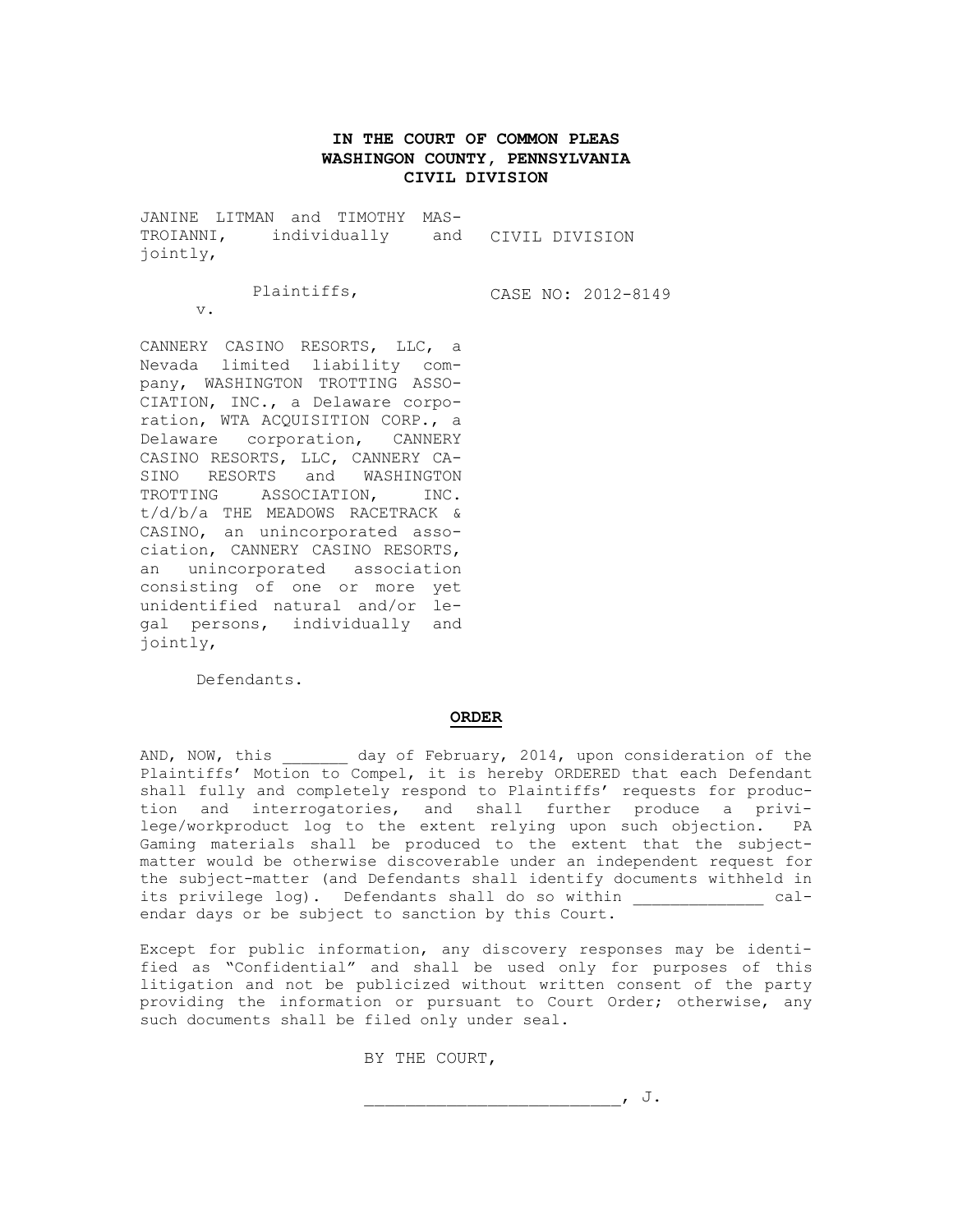**IN THE COURT OF COMMON PLEAS**
**WASHINGON COUNTY, PENNSYLVANIA**
**CIVIL DIVISION**

| | |
|---|---|
| JANINE LITMAN and TIMOTHY MASTROIANNI, individually and jointly, | CIVIL DIVISION |
| Plaintiffs, | CASE NO: 2012-8149 |
| v. | |
| CANNERY CASINO RESORTS, LLC, a Nevada limited liability company, WASHINGTON TROTTING ASSOCIATION, INC., a Delaware corporation, WTA ACQUISITION CORP., a Delaware corporation, CANNERY CASINO RESORTS, LLC, CANNERY CASINO RESORTS and WASHINGTON TROTTING ASSOCIATION, INC. t/d/b/a THE MEADOWS RACETRACK & CASINO, an unincorporated association, CANNERY CASINO RESORTS, an unincorporated association consisting of one or more yet unidentified natural and/or legal persons, individually and jointly, | |
| Defendants. | |

**ORDER**

AND, NOW, this _______ day of February, 2014, upon consideration of the Plaintiffs' Motion to Compel, it is hereby ORDERED that each Defendant shall fully and completely respond to Plaintiffs' requests for production and interrogatories, and shall further produce a privilege/workproduct log to the extent relying upon such objection. PA Gaming materials shall be produced to the extent that the subject-matter would be otherwise discoverable under an independent request for the subject-matter (and Defendants shall identify documents withheld in its privilege log). Defendants shall do so within ______________ calendar days or be subject to sanction by this Court.

Except for public information, any discovery responses may be identified as "Confidential" and shall be used only for purposes of this litigation and not be publicized without written consent of the party providing the information or pursuant to Court Order; otherwise, any such documents shall be filed only under seal.

BY THE COURT,

__________________________, J.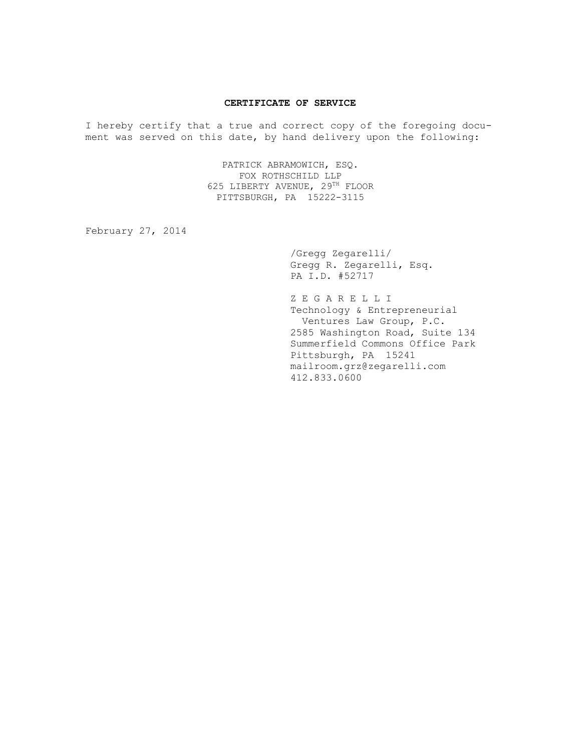**CERTIFICATE OF SERVICE**

I hereby certify that a true and correct copy of the foregoing document was served on this date, by hand delivery upon the following:

PATRICK ABRAMOWICH, ESQ.
FOX ROTHSCHILD LLP
625 LIBERTY AVENUE, 29TH FLOOR
PITTSBURGH, PA 15222-3115

February 27, 2014

/Gregg Zegarelli/
Gregg R. Zegarelli, Esq.
PA I.D. #52717

Z E G A R E L L I
Technology & Entrepreneurial Ventures Law Group, P.C.
2585 Washington Road, Suite 134
Summerfield Commons Office Park
Pittsburgh, PA 15241
mailroom.grz@zegarelli.com
412.833.0600